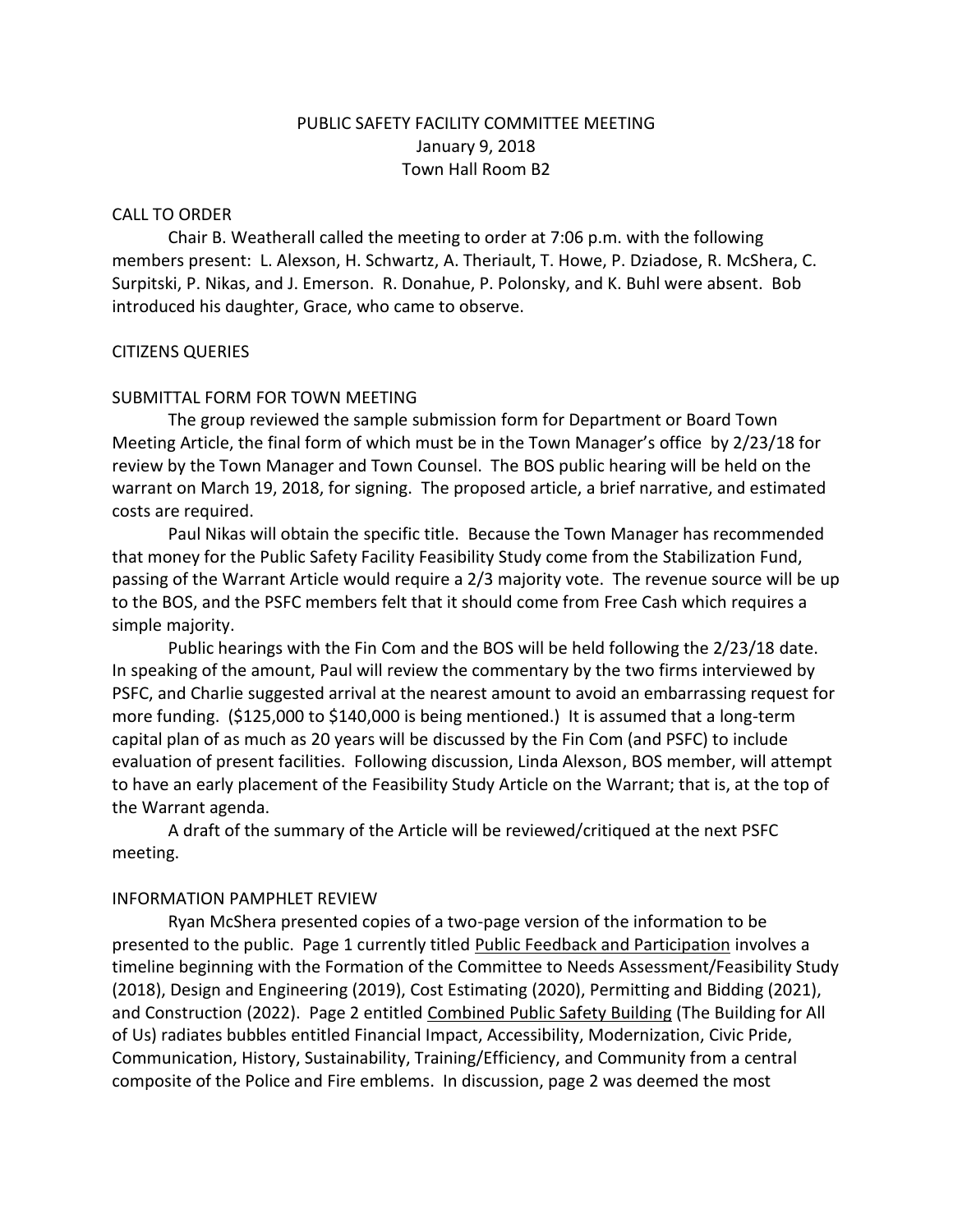PUBLIC SAFETY FACILITY COMMITTEE MEETING
January 9, 2018
Town Hall Room B2

## CALL TO ORDER

Chair B. Weatherall called the meeting to order at 7:06 p.m. with the following members present: L. Alexson, H. Schwartz, A. Theriault, T. Howe, P. Dziadose, R. McShera, C. Surpitski, P. Nikas, and J. Emerson. R. Donahue, P. Polonsky, and K. Buhl were absent. Bob introduced his daughter, Grace, who came to observe.

## CITIZENS QUERIES

## SUBMITTAL FORM FOR TOWN MEETING

The group reviewed the sample submission form for Department or Board Town Meeting Article, the final form of which must be in the Town Manager's office by 2/23/18 for review by the Town Manager and Town Counsel. The BOS public hearing will be held on the warrant on March 19, 2018, for signing. The proposed article, a brief narrative, and estimated costs are required.

Paul Nikas will obtain the specific title. Because the Town Manager has recommended that money for the Public Safety Facility Feasibility Study come from the Stabilization Fund, passing of the Warrant Article would require a 2/3 majority vote. The revenue source will be up to the BOS, and the PSFC members felt that it should come from Free Cash which requires a simple majority.

Public hearings with the Fin Com and the BOS will be held following the 2/23/18 date. In speaking of the amount, Paul will review the commentary by the two firms interviewed by PSFC, and Charlie suggested arrival at the nearest amount to avoid an embarrassing request for more funding. ($125,000 to $140,000 is being mentioned.) It is assumed that a long-term capital plan of as much as 20 years will be discussed by the Fin Com (and PSFC) to include evaluation of present facilities. Following discussion, Linda Alexson, BOS member, will attempt to have an early placement of the Feasibility Study Article on the Warrant; that is, at the top of the Warrant agenda.

A draft of the summary of the Article will be reviewed/critiqued at the next PSFC meeting.

## INFORMATION PAMPHLET REVIEW

Ryan McShera presented copies of a two-page version of the information to be presented to the public. Page 1 currently titled Public Feedback and Participation involves a timeline beginning with the Formation of the Committee to Needs Assessment/Feasibility Study (2018), Design and Engineering (2019), Cost Estimating (2020), Permitting and Bidding (2021), and Construction (2022). Page 2 entitled Combined Public Safety Building (The Building for All of Us) radiates bubbles entitled Financial Impact, Accessibility, Modernization, Civic Pride, Communication, History, Sustainability, Training/Efficiency, and Community from a central composite of the Police and Fire emblems. In discussion, page 2 was deemed the most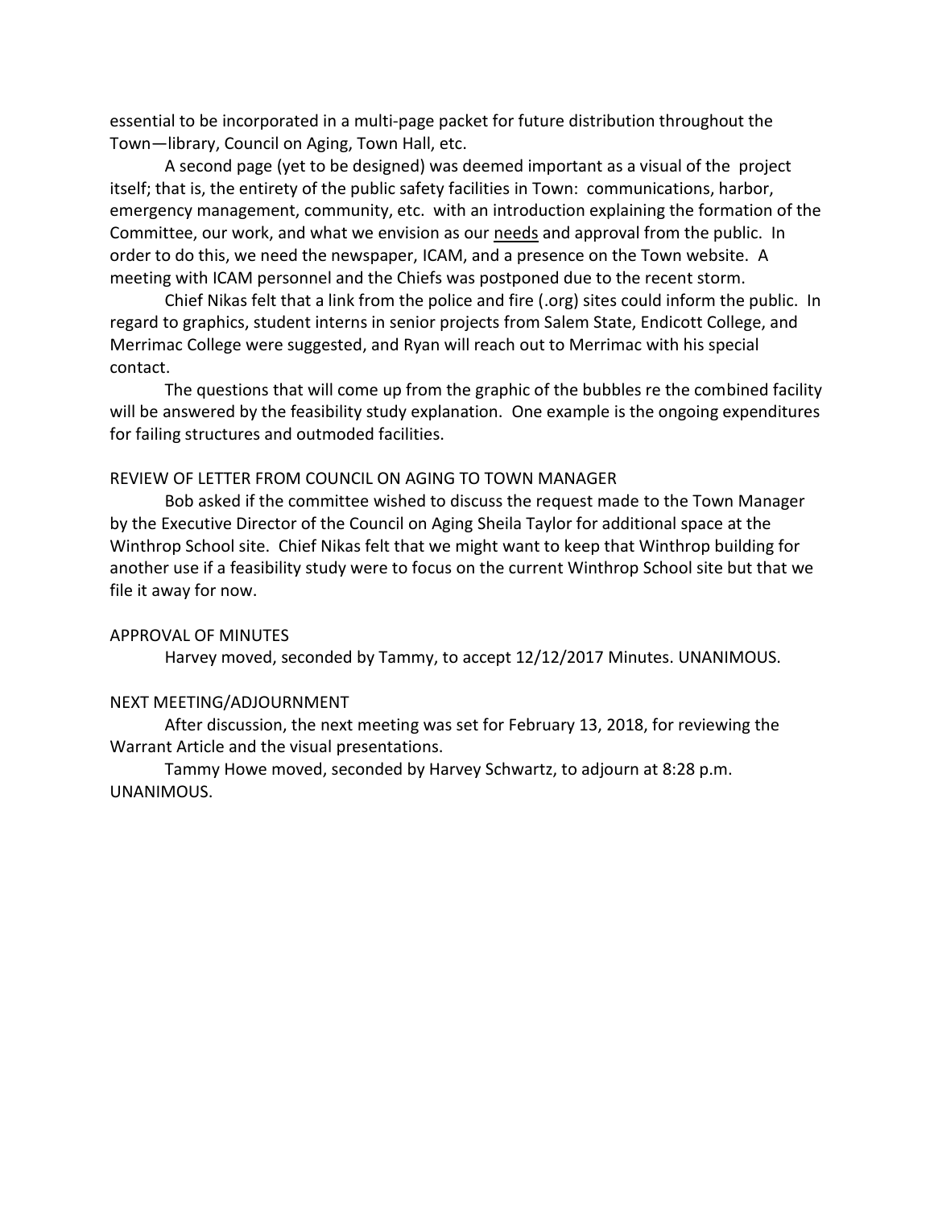essential to be incorporated in a multi-page packet for future distribution throughout the Town—library, Council on Aging, Town Hall, etc.

A second page (yet to be designed) was deemed important as a visual of the project itself; that is, the entirety of the public safety facilities in Town: communications, harbor, emergency management, community, etc. with an introduction explaining the formation of the Committee, our work, and what we envision as our <u>needs</u> and approval from the public. In order to do this, we need the newspaper, ICAM, and a presence on the Town website. A meeting with ICAM personnel and the Chiefs was postponed due to the recent storm.

Chief Nikas felt that a link from the police and fire (.org) sites could inform the public. In regard to graphics, student interns in senior projects from Salem State, Endicott College, and Merrimac College were suggested, and Ryan will reach out to Merrimac with his special contact.

The questions that will come up from the graphic of the bubbles re the combined facility will be answered by the feasibility study explanation. One example is the ongoing expenditures for failing structures and outmoded facilities.

REVIEW OF LETTER FROM COUNCIL ON AGING TO TOWN MANAGER

Bob asked if the committee wished to discuss the request made to the Town Manager by the Executive Director of the Council on Aging Sheila Taylor for additional space at the Winthrop School site. Chief Nikas felt that we might want to keep that Winthrop building for another use if a feasibility study were to focus on the current Winthrop School site but that we file it away for now.

APPROVAL OF MINUTES

Harvey moved, seconded by Tammy, to accept 12/12/2017 Minutes. UNANIMOUS.

NEXT MEETING/ADJOURNMENT

After discussion, the next meeting was set for February 13, 2018, for reviewing the Warrant Article and the visual presentations.

Tammy Howe moved, seconded by Harvey Schwartz, to adjourn at 8:28 p.m. UNANIMOUS.